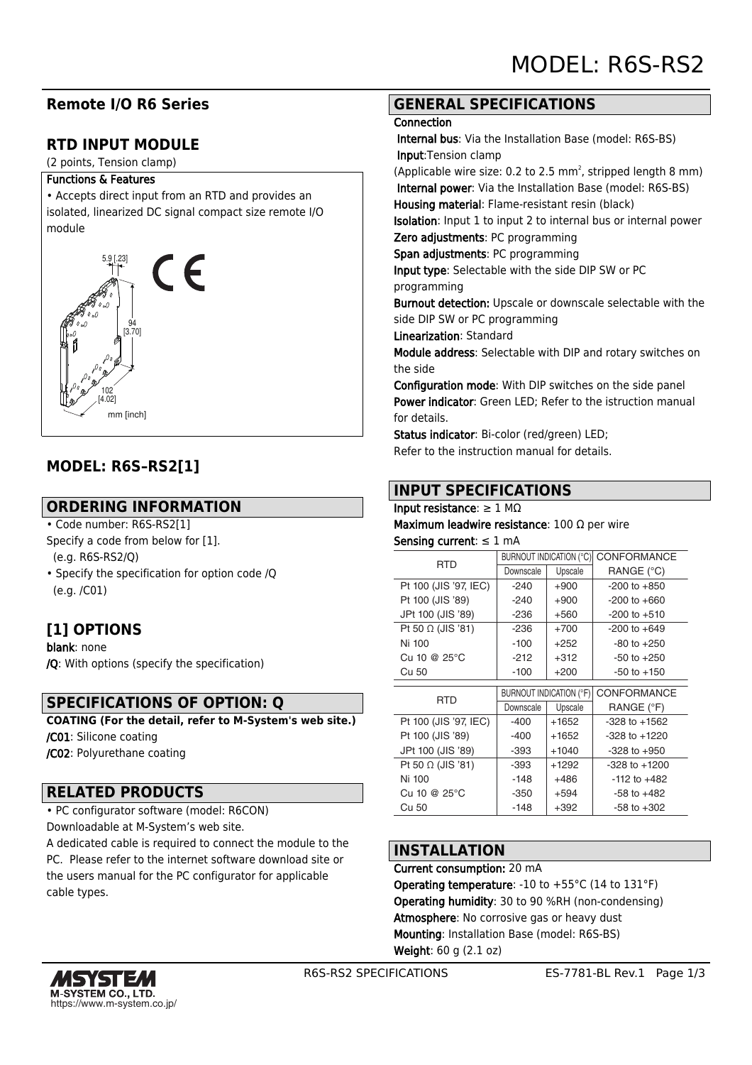# MODEL: R6S-RS2

## Remote I/O R6 Series

## RTD INPUT MODULE

(2 points, Tension clamp)

**Functions & Features**

• Accepts direct input from an RTD and provides an isolated, linearized DC signal compact size remote I/O module

5.9 [.23]

94 [3.70]

102 [4.02]

mm [inch]

## MODEL: R6S–RS2[1]

## ORDERING INFORMATION

• Code number: R6S-RS2[1]

Specify a code from below for [1].
(e.g. R6S-RS2/Q)

• Specify the specification for option code /Q
(e.g. /C01)

## [1] OPTIONS

**blank**: none
**/Q**: With options (specify the specification)

## SPECIFICATIONS OF OPTION: Q

**COATING (For the detail, refer to M-System's web site.)**
**/C01**: Silicone coating
**/C02**: Polyurethane coating

## RELATED PRODUCTS

• PC configurator software (model: R6CON)
Downloadable at M-System's web site.
A dedicated cable is required to connect the module to the PC. Please refer to the internet software download site or the users manual for the PC configurator for applicable cable types.

## GENERAL SPECIFICATIONS

**Connection**
**Internal bus**: Via the Installation Base (model: R6S-BS)
**Input**:Tension clamp
(Applicable wire size: 0.2 to 2.5 mm², stripped length 8 mm)
**Internal power**: Via the Installation Base (model: R6S-BS)
**Housing material**: Flame-resistant resin (black)
**Isolation**: Input 1 to input 2 to internal bus or internal power
**Zero adjustments**: PC programming
**Span adjustments**: PC programming
**Input type**: Selectable with the side DIP SW or PC programming
**Burnout detection:** Upscale or downscale selectable with the side DIP SW or PC programming
**Linearization**: Standard
**Module address**: Selectable with DIP and rotary switches on the side
**Configuration mode**: With DIP switches on the side panel
**Power indicator**: Green LED; Refer to the istruction manual for details.
**Status indicator**: Bi-color (red/green) LED;
Refer to the instruction manual for details.

## INPUT SPECIFICATIONS

**Input resistance**: ≥ 1 MΩ
**Maximum leadwire resistance**: 100 Ω per wire
**Sensing current**: ≤ 1 mA

| RTD | BURNOUT INDICATION (°C) | | CONFORMANCE RANGE (°C) |
|---|---|---|---|
| | Downscale | Upscale | |
| Pt 100 (JIS '97, IEC) | -240 | +900 | -200 to +850 |
| Pt 100 (JIS '89) | -240 | +900 | -200 to +660 |
| JPt 100 (JIS '89) | -236 | +560 | -200 to +510 |
| Pt 50 Ω (JIS '81) | -236 | +700 | -200 to +649 |
| Ni 100 | -100 | +252 | -80 to +250 |
| Cu 10 @ 25°C | -212 | +312 | -50 to +250 |
| Cu 50 | -100 | +200 | -50 to +150 |

| RTD | BURNOUT INDICATION (°F) | | CONFORMANCE RANGE (°F) |
|---|---|---|---|
| | Downscale | Upscale | |
| Pt 100 (JIS '97, IEC) | -400 | +1652 | -328 to +1562 |
| Pt 100 (JIS '89) | -400 | +1652 | -328 to +1220 |
| JPt 100 (JIS '89) | -393 | +1040 | -328 to +950 |
| Pt 50 Ω (JIS '81) | -393 | +1292 | -328 to +1200 |
| Ni 100 | -148 | +486 | -112 to +482 |
| Cu 10 @ 25°C | -350 | +594 | -58 to +482 |
| Cu 50 | -148 | +392 | -58 to +302 |

## INSTALLATION

**Current consumption:** 20 mA
**Operating temperature**: -10 to +55°C (14 to 131°F)
**Operating humidity**: 30 to 90 %RH (non-condensing)
**Atmosphere**: No corrosive gas or heavy dust
**Mounting**: Installation Base (model: R6S-BS)
**Weight**: 60 g (2.1 oz)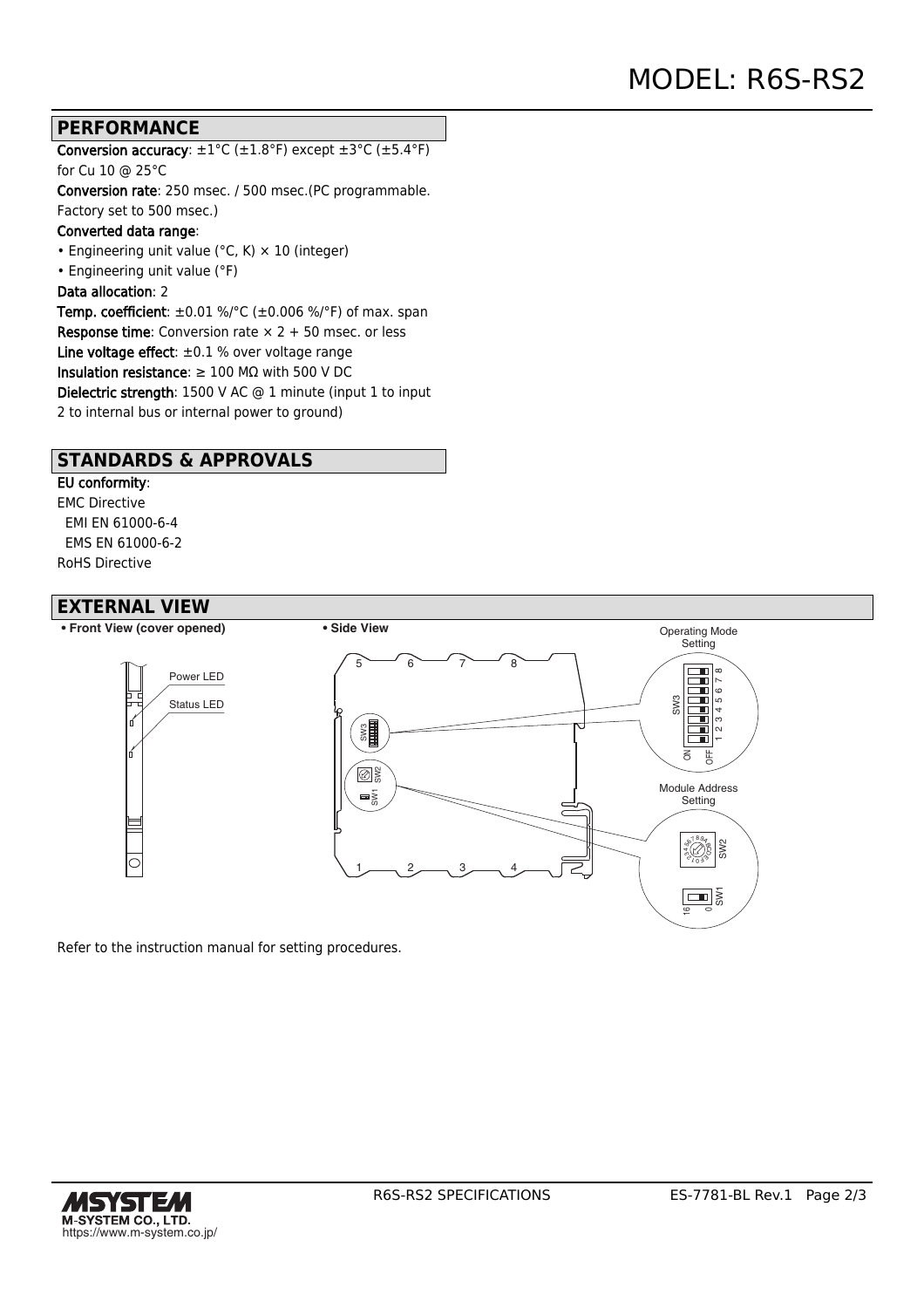# MODEL: R6S-RS2

## PERFORMANCE

**Conversion accuracy**: ±1°C (±1.8°F) except ±3°C (±5.4°F) for Cu 10 @ 25°C

**Conversion rate**: 250 msec. / 500 msec.(PC programmable. Factory set to 500 msec.)

**Converted data range**:

- Engineering unit value (°C, K) × 10 (integer)
- Engineering unit value (°F)

**Data allocation**: 2

**Temp. coefficient**: ±0.01 %/°C (±0.006 %/°F) of max. span

**Response time**: Conversion rate × 2 + 50 msec. or less

**Line voltage effect**: ±0.1 % over voltage range

**Insulation resistance**: ≥ 100 MΩ with 500 V DC

**Dielectric strength**: 1500 V AC @ 1 minute (input 1 to input 2 to internal bus or internal power to ground)

## STANDARDS & APPROVALS

**EU conformity**:

EMC Directive

  EMI EN 61000-6-4

  EMS EN 61000-6-2

RoHS Directive

## EXTERNAL VIEW

- **Front View (cover opened)**
- **Side View**

Refer to the instruction manual for setting procedures.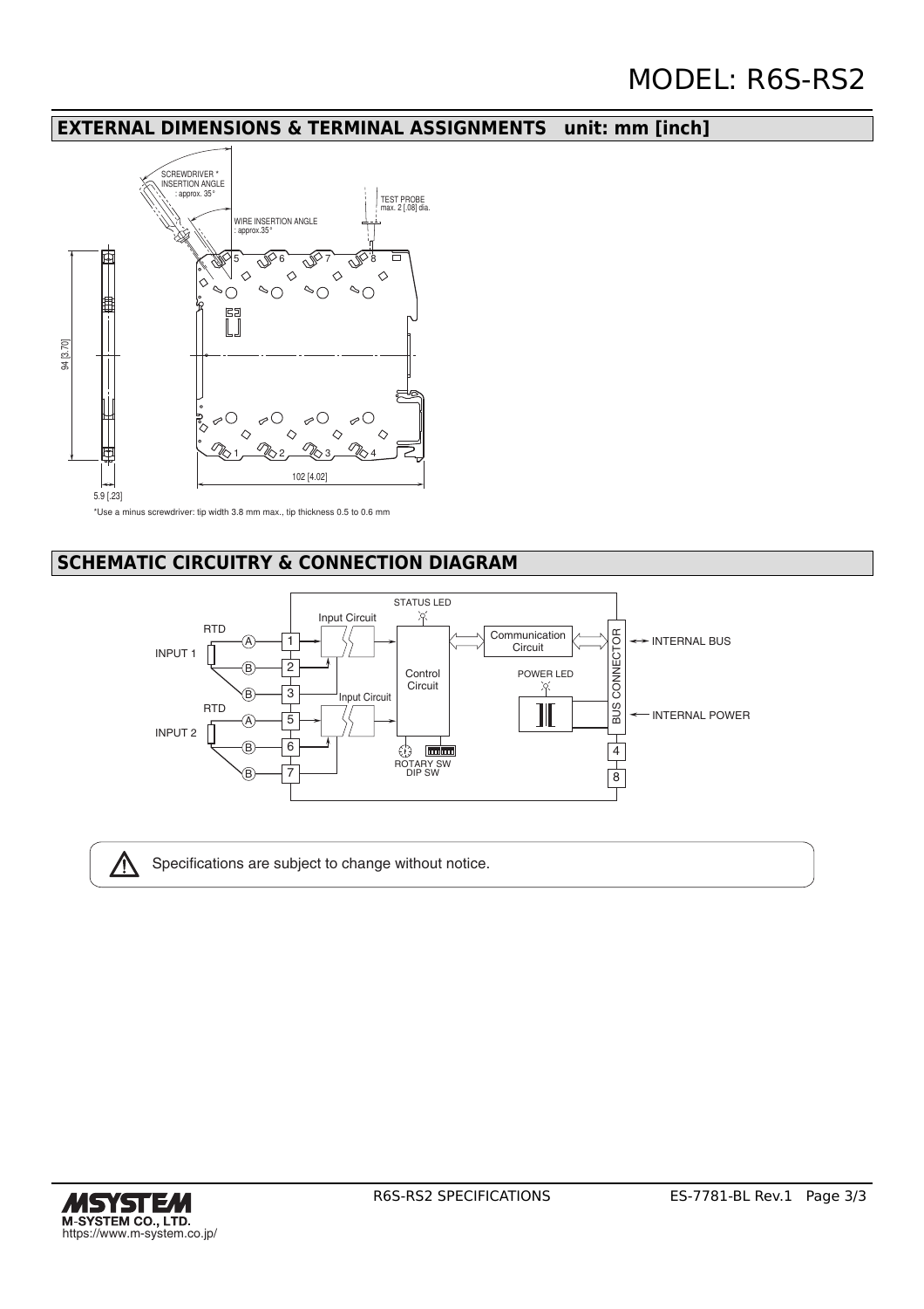# MODEL: R6S-RS2

## EXTERNAL DIMENSIONS & TERMINAL ASSIGNMENTS unit: mm [inch]

SCREWDRIVER * INSERTION ANGLE : approx. 35°

WIRE INSERTION ANGLE : approx.35°

TEST PROBE max. 2 [.08] dia.

94 [3.70]

5.9 [.23]

102 [4.02]

5 6 7 8

1 2 3 4

*Use a minus screwdriver: tip width 3.8 mm max., tip thickness 0.5 to 0.6 mm

## SCHEMATIC CIRCUITRY & CONNECTION DIAGRAM

STATUS LED

Input Circuit

RTD

INPUT 1

A B B

1 2 3

Control Circuit

Communication Circuit

POWER LED

BUS CONNECTOR

INTERNAL BUS

INTERNAL POWER

RTD

INPUT 2

A B B

5 6 7

Input Circuit

ROTARY SW

DIP SW

4

8

⚠ Specifications are subject to change without notice.